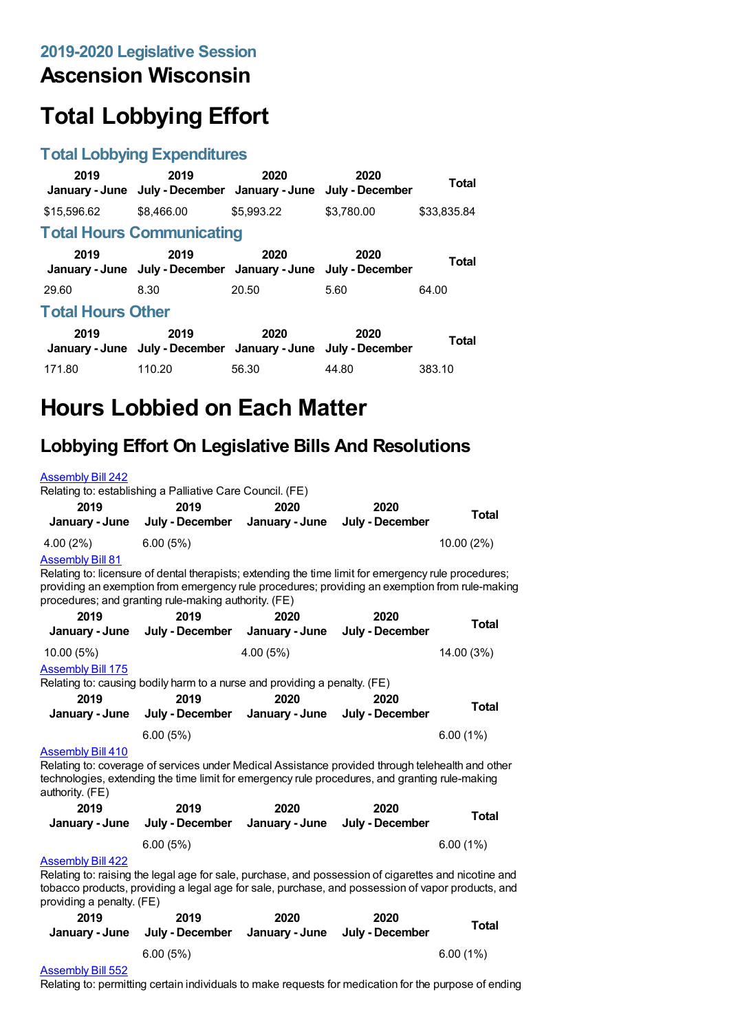## 2019-2020 Legislative Session

# Ascension Wisconsin

# Total Lobbying Effort

## Total Lobbying Expenditures

| 2019 January - June | 2019 July - December | 2020 January - June | 2020 July - December | Total |
|---|---|---|---|---|
| $15,596.62 | $8,466.00 | $5,993.22 | $3,780.00 | $33,835.84 |

## Total Hours Communicating

| 2019 January - June | 2019 July - December | 2020 January - June | 2020 July - December | Total |
|---|---|---|---|---|
| 29.60 | 8.30 | 20.50 | 5.60 | 64.00 |

## Total Hours Other

| 2019 January - June | 2019 July - December | 2020 January - June | 2020 July - December | Total |
|---|---|---|---|---|
| 171.80 | 110.20 | 56.30 | 44.80 | 383.10 |

# Hours Lobbied on Each Matter

## Lobbying Effort On Legislative Bills And Resolutions

Assembly Bill 242

Relating to: establishing a Palliative Care Council. (FE)

| 2019 January - June | 2019 July - December | 2020 January - June | 2020 July - December | Total |
|---|---|---|---|---|
| 4.00 (2%) | 6.00 (5%) | | | 10.00 (2%) |

Assembly Bill 81

Relating to: licensure of dental therapists; extending the time limit for emergency rule procedures; providing an exemption from emergency rule procedures; providing an exemption from rule-making procedures; and granting rule-making authority. (FE)

| 2019 January - June | 2019 July - December | 2020 January - June | 2020 July - December | Total |
|---|---|---|---|---|
| 10.00 (5%) | | 4.00 (5%) | | 14.00 (3%) |

Assembly Bill 175

Relating to: causing bodily harm to a nurse and providing a penalty. (FE)

| 2019 January - June | 2019 July - December | 2020 January - June | 2020 July - December | Total |
|---|---|---|---|---|
| | 6.00 (5%) | | | 6.00 (1%) |

Assembly Bill 410

Relating to: coverage of services under Medical Assistance provided through telehealth and other technologies, extending the time limit for emergency rule procedures, and granting rule-making authority. (FE)

| 2019 January - June | 2019 July - December | 2020 January - June | 2020 July - December | Total |
|---|---|---|---|---|
| | 6.00 (5%) | | | 6.00 (1%) |

Assembly Bill 422

Relating to: raising the legal age for sale, purchase, and possession of cigarettes and nicotine and tobacco products, providing a legal age for sale, purchase, and possession of vapor products, and providing a penalty. (FE)

| 2019 January - June | 2019 July - December | 2020 January - June | 2020 July - December | Total |
|---|---|---|---|---|
| | 6.00 (5%) | | | 6.00 (1%) |

Assembly Bill 552

Relating to: permitting certain individuals to make requests for medication for the purpose of ending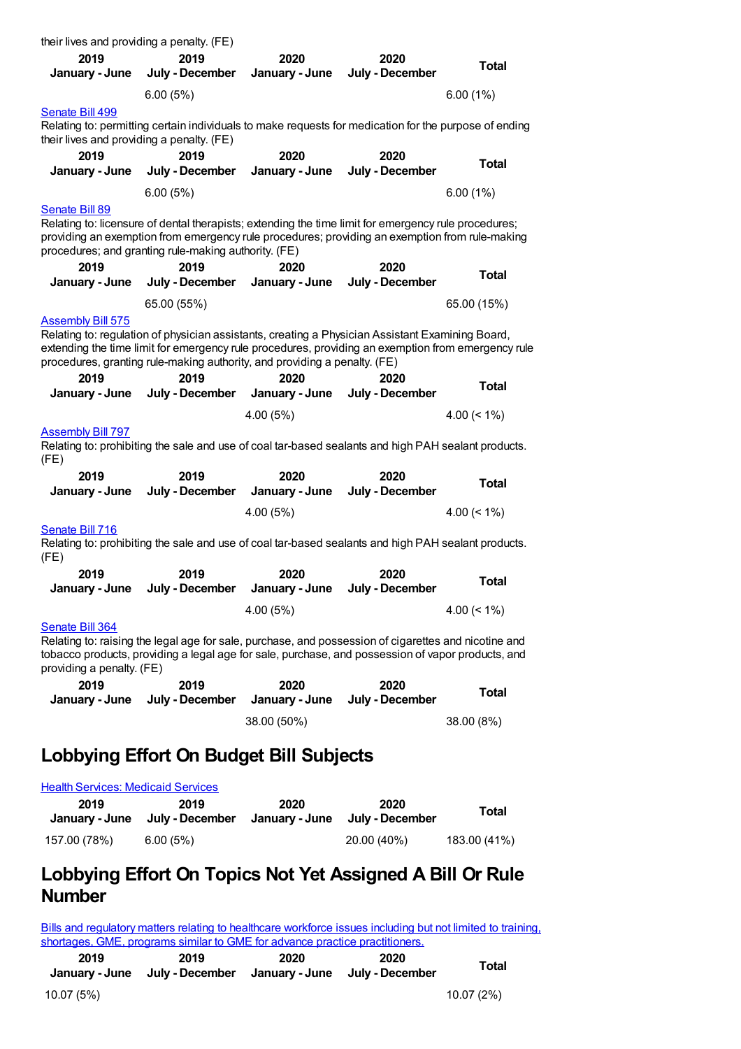their lives and providing a penalty. (FE)

| 2019 January - June | 2019 July - December | 2020 January - June | 2020 July - December | Total |
|---|---|---|---|---|
| | 6.00 (5%) | | | 6.00 (1%) |

[Senate Bill 499](#)

Relating to: permitting certain individuals to make requests for medication for the purpose of ending their lives and providing a penalty. (FE)

| 2019 January - June | 2019 July - December | 2020 January - June | 2020 July - December | Total |
|---|---|---|---|---|
| | 6.00 (5%) | | | 6.00 (1%) |

[Senate Bill 89](#)

Relating to: licensure of dental therapists; extending the time limit for emergency rule procedures; providing an exemption from emergency rule procedures; providing an exemption from rule-making procedures; and granting rule-making authority. (FE)

| 2019 January - June | 2019 July - December | 2020 January - June | 2020 July - December | Total |
|---|---|---|---|---|
| | 65.00 (55%) | | | 65.00 (15%) |

[Assembly Bill 575](#)

Relating to: regulation of physician assistants, creating a Physician Assistant Examining Board, extending the time limit for emergency rule procedures, providing an exemption from emergency rule procedures, granting rule-making authority, and providing a penalty. (FE)

| 2019 January - June | 2019 July - December | 2020 January - June | 2020 July - December | Total |
|---|---|---|---|---|
| | | 4.00 (5%) | | 4.00 (< 1%) |

[Assembly Bill 797](#)

Relating to: prohibiting the sale and use of coal tar-based sealants and high PAH sealant products. (FE)

| 2019 January - June | 2019 July - December | 2020 January - June | 2020 July - December | Total |
|---|---|---|---|---|
| | | 4.00 (5%) | | 4.00 (< 1%) |

[Senate Bill 716](#)

Relating to: prohibiting the sale and use of coal tar-based sealants and high PAH sealant products. (FE)

| 2019 January - June | 2019 July - December | 2020 January - June | 2020 July - December | Total |
|---|---|---|---|---|
| | | 4.00 (5%) | | 4.00 (< 1%) |

[Senate Bill 364](#)

Relating to: raising the legal age for sale, purchase, and possession of cigarettes and nicotine and tobacco products, providing a legal age for sale, purchase, and possession of vapor products, and providing a penalty. (FE)

| 2019 January - June | 2019 July - December | 2020 January - June | 2020 July - December | Total |
|---|---|---|---|---|
| | | 38.00 (50%) | | 38.00 (8%) |

## Lobbying Effort On Budget Bill Subjects

[Health Services: Medicaid Services](#)

| 2019 January - June | 2019 July - December | 2020 January - June | 2020 July - December | Total |
|---|---|---|---|---|
| 157.00 (78%) | 6.00 (5%) | | 20.00 (40%) | 183.00 (41%) |

## Lobbying Effort On Topics Not Yet Assigned A Bill Or Rule Number

[Bills and regulatory matters relating to healthcare workforce issues including but not limited to training, shortages, GME, programs similar to GME for advance practice practitioners.](#)

| 2019 January - June | 2019 July - December | 2020 January - June | 2020 July - December | Total |
|---|---|---|---|---|
| 10.07 (5%) | | | | 10.07 (2%) |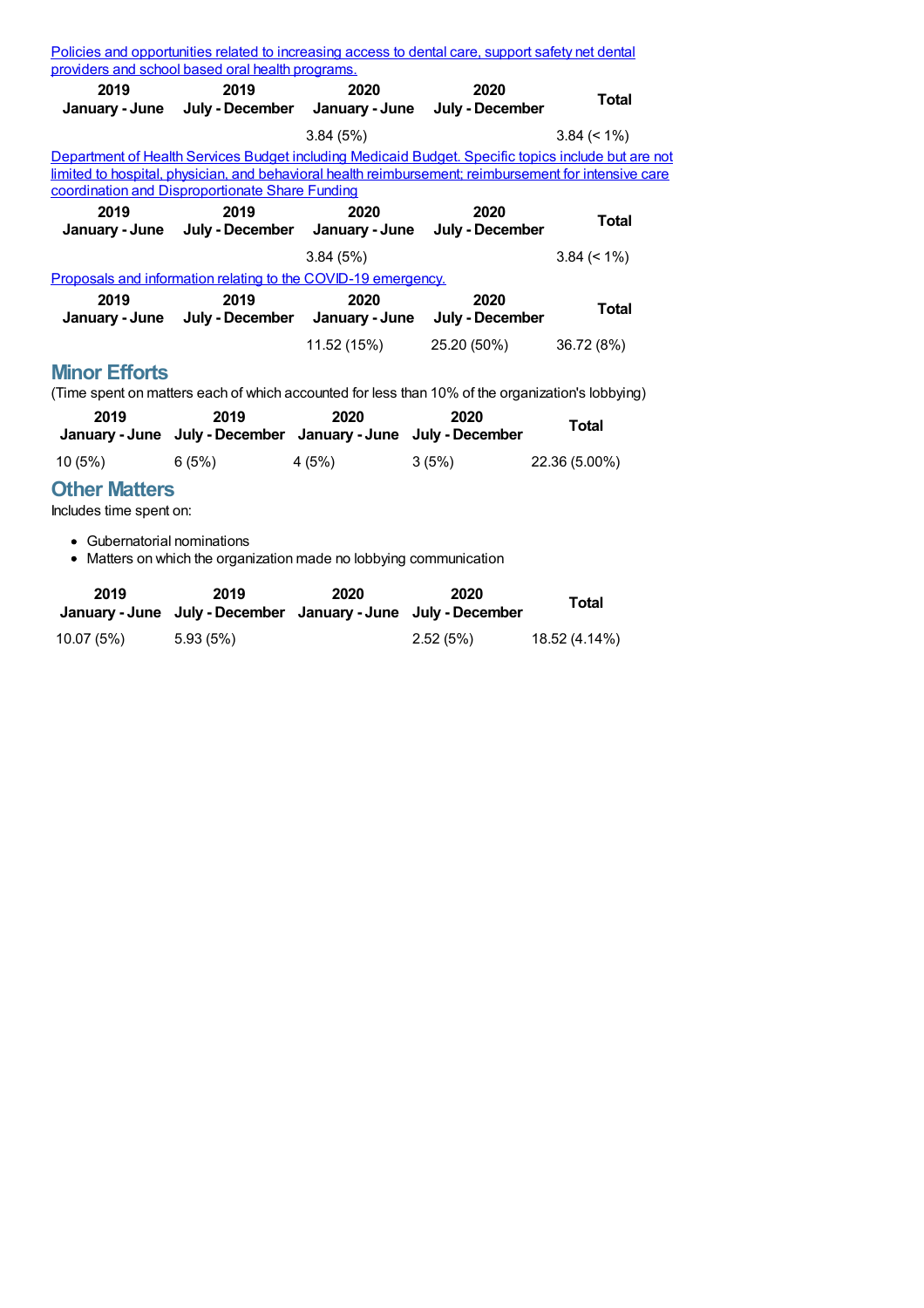[Policies and opportunities related to increasing access to dental care, support safety net dental providers and school based oral health programs.]

| 2019 January - June | 2019 July - December | 2020 January - June | 2020 July - December | Total |
|---|---|---|---|---|
| | | 3.84 (5%) | | 3.84 (< 1%) |

[Department of Health Services Budget including Medicaid Budget. Specific topics include but are not limited to hospital, physician, and behavioral health reimbursement; reimbursement for intensive care coordination and Disproportionate Share Funding]

| 2019 January - June | 2019 July - December | 2020 January - June | 2020 July - December | Total |
|---|---|---|---|---|
| | | 3.84 (5%) | | 3.84 (< 1%) |

[Proposals and information relating to the COVID-19 emergency.]

| 2019 January - June | 2019 July - December | 2020 January - June | 2020 July - December | Total |
|---|---|---|---|---|
| | | 11.52 (15%) | 25.20 (50%) | 36.72 (8%) |

## Minor Efforts

(Time spent on matters each of which accounted for less than 10% of the organization's lobbying)

| 2019 January - June | 2019 July - December | 2020 January - June | 2020 July - December | Total |
|---|---|---|---|---|
| 10 (5%) | 6 (5%) | 4 (5%) | 3 (5%) | 22.36 (5.00%) |

## Other Matters

Includes time spent on:

- Gubernatorial nominations
- Matters on which the organization made no lobbying communication

| 2019 January - June | 2019 July - December | 2020 January - June | 2020 July - December | Total |
|---|---|---|---|---|
| 10.07 (5%) | 5.93 (5%) | | 2.52 (5%) | 18.52 (4.14%) |